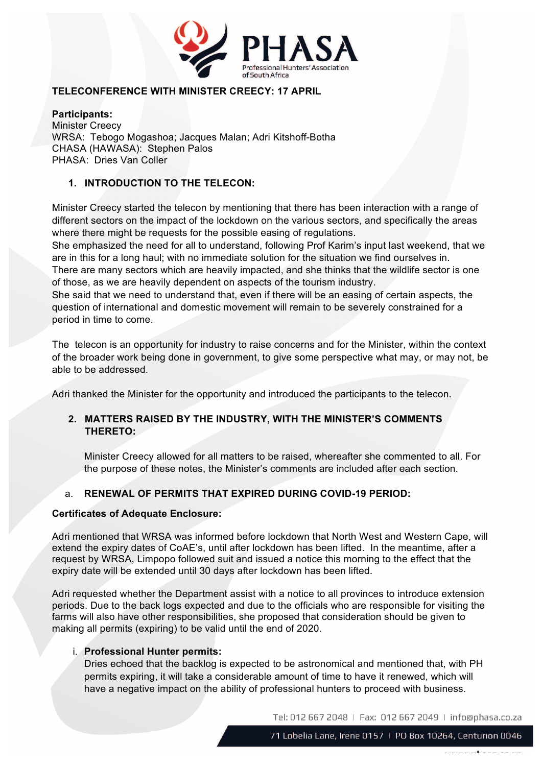**TELECONFERENCE WITH MINISTER CREECY: 17 APRIL**

**Participants:**
Minister Creecy
WRSA: Tebogo Mogashoa; Jacques Malan; Adri Kitshoff-Botha
CHASA (HAWASA): Stephen Palos
PHASA: Dries Van Coller

## 1. INTRODUCTION TO THE TELECON:

Minister Creecy started the telecon by mentioning that there has been interaction with a range of different sectors on the impact of the lockdown on the various sectors, and specifically the areas where there might be requests for the possible easing of regulations.
She emphasized the need for all to understand, following Prof Karim's input last weekend, that we are in this for a long haul; with no immediate solution for the situation we find ourselves in.
There are many sectors which are heavily impacted, and she thinks that the wildlife sector is one of those, as we are heavily dependent on aspects of the tourism industry.
She said that we need to understand that, even if there will be an easing of certain aspects, the question of international and domestic movement will remain to be severely constrained for a period in time to come.

The telecon is an opportunity for industry to raise concerns and for the Minister, within the context of the broader work being done in government, to give some perspective what may, or may not, be able to be addressed.

Adri thanked the Minister for the opportunity and introduced the participants to the telecon.

## 2. MATTERS RAISED BY THE INDUSTRY, WITH THE MINISTER'S COMMENTS THERETO:

Minister Creecy allowed for all matters to be raised, whereafter she commented to all. For the purpose of these notes, the Minister's comments are included after each section.

### a. RENEWAL OF PERMITS THAT EXPIRED DURING COVID-19 PERIOD:

**Certificates of Adequate Enclosure:**

Adri mentioned that WRSA was informed before lockdown that North West and Western Cape, will extend the expiry dates of CoAE's, until after lockdown has been lifted. In the meantime, after a request by WRSA, Limpopo followed suit and issued a notice this morning to the effect that the expiry date will be extended until 30 days after lockdown has been lifted.

Adri requested whether the Department assist with a notice to all provinces to introduce extension periods. Due to the back logs expected and due to the officials who are responsible for visiting the farms will also have other responsibilities, she proposed that consideration should be given to making all permits (expiring) to be valid until the end of 2020.

i. **Professional Hunter permits:**
Dries echoed that the backlog is expected to be astronomical and mentioned that, with PH permits expiring, it will take a considerable amount of time to have it renewed, which will have a negative impact on the ability of professional hunters to proceed with business.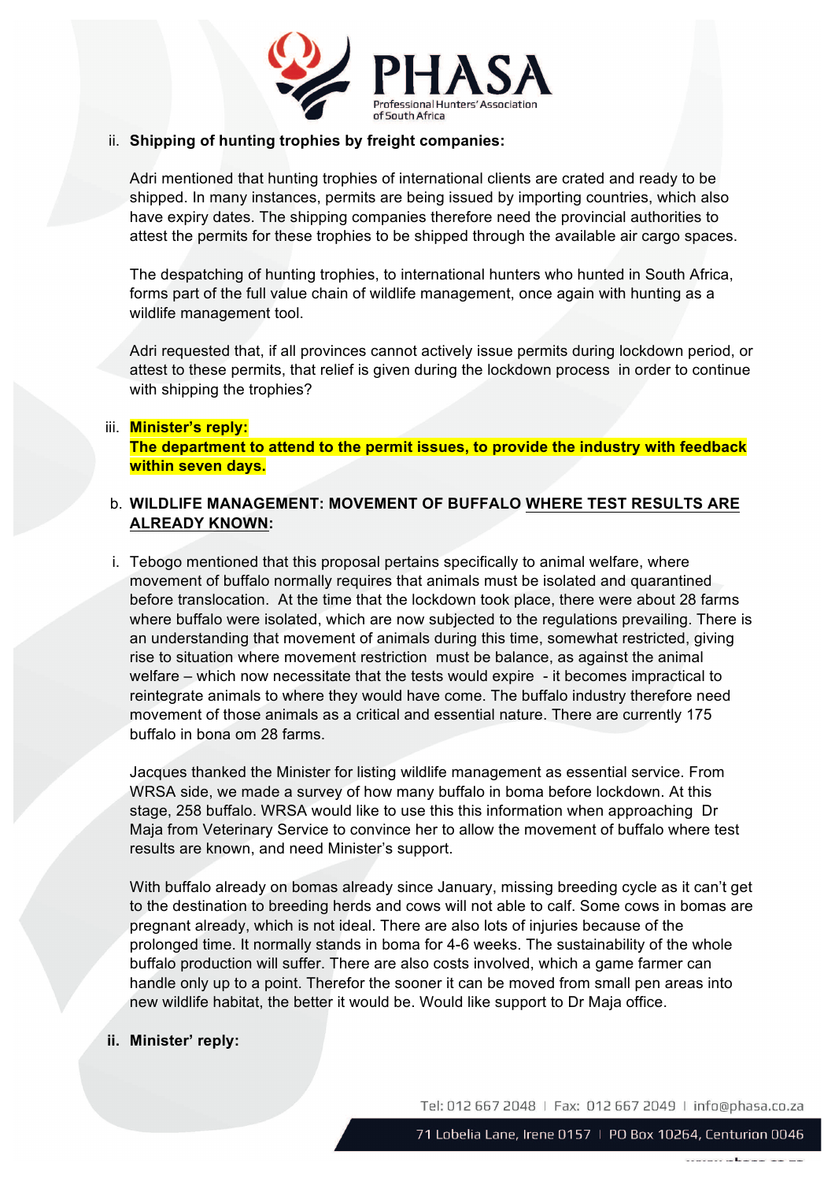ii. **Shipping of hunting trophies by freight companies:**

Adri mentioned that hunting trophies of international clients are crated and ready to be shipped. In many instances, permits are being issued by importing countries, which also have expiry dates. The shipping companies therefore need the provincial authorities to attest the permits for these trophies to be shipped through the available air cargo spaces.

The despatching of hunting trophies, to international hunters who hunted in South Africa, forms part of the full value chain of wildlife management, once again with hunting as a wildlife management tool.

Adri requested that, if all provinces cannot actively issue permits during lockdown period, or attest to these permits, that relief is given during the lockdown process in order to continue with shipping the trophies?

iii. **Minister's reply:**
**The department to attend to the permit issues, to provide the industry with feedback within seven days.**

b. **WILDLIFE MANAGEMENT: MOVEMENT OF BUFFALO WHERE TEST RESULTS ARE ALREADY KNOWN:**

i. Tebogo mentioned that this proposal pertains specifically to animal welfare, where movement of buffalo normally requires that animals must be isolated and quarantined before translocation. At the time that the lockdown took place, there were about 28 farms where buffalo were isolated, which are now subjected to the regulations prevailing. There is an understanding that movement of animals during this time, somewhat restricted, giving rise to situation where movement restriction must be balance, as against the animal welfare – which now necessitate that the tests would expire - it becomes impractical to reintegrate animals to where they would have come. The buffalo industry therefore need movement of those animals as a critical and essential nature. There are currently 175 buffalo in bona om 28 farms.

Jacques thanked the Minister for listing wildlife management as essential service. From WRSA side, we made a survey of how many buffalo in boma before lockdown. At this stage, 258 buffalo. WRSA would like to use this this information when approaching Dr Maja from Veterinary Service to convince her to allow the movement of buffalo where test results are known, and need Minister's support.

With buffalo already on bomas already since January, missing breeding cycle as it can't get to the destination to breeding herds and cows will not able to calf. Some cows in bomas are pregnant already, which is not ideal. There are also lots of injuries because of the prolonged time. It normally stands in boma for 4-6 weeks. The sustainability of the whole buffalo production will suffer. There are also costs involved, which a game farmer can handle only up to a point. Therefor the sooner it can be moved from small pen areas into new wildlife habitat, the better it would be. Would like support to Dr Maja office.

ii. **Minister' reply:**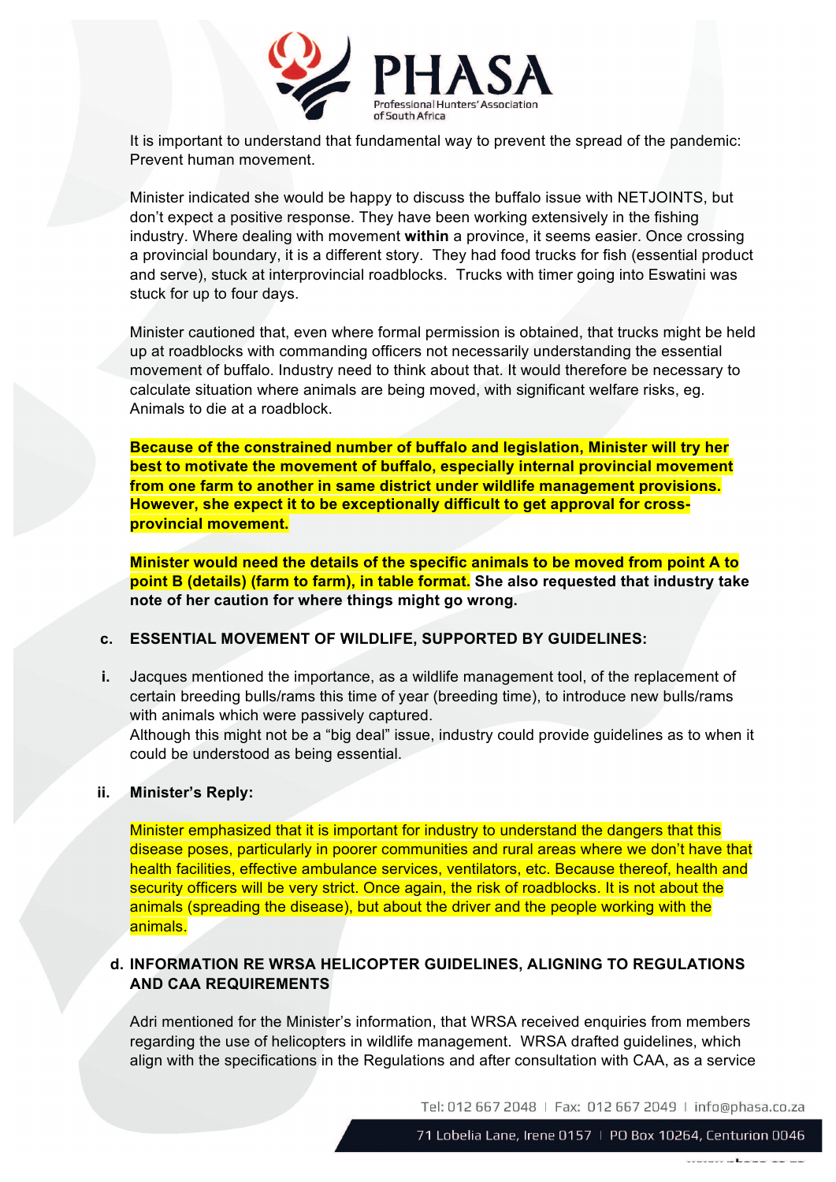It is important to understand that fundamental way to prevent the spread of the pandemic: Prevent human movement.

Minister indicated she would be happy to discuss the buffalo issue with NETJOINTS, but don't expect a positive response. They have been working extensively in the fishing industry. Where dealing with movement **within** a province, it seems easier. Once crossing a provincial boundary, it is a different story. They had food trucks for fish (essential product and serve), stuck at interprovincial roadblocks. Trucks with timer going into Eswatini was stuck for up to four days.

Minister cautioned that, even where formal permission is obtained, that trucks might be held up at roadblocks with commanding officers not necessarily understanding the essential movement of buffalo. Industry need to think about that. It would therefore be necessary to calculate situation where animals are being moved, with significant welfare risks, eg. Animals to die at a roadblock.

**Because of the constrained number of buffalo and legislation, Minister will try her best to motivate the movement of buffalo, especially internal provincial movement from one farm to another in same district under wildlife management provisions. However, she expect it to be exceptionally difficult to get approval for cross-provincial movement.**

**Minister would need the details of the specific animals to be moved from point A to point B (details) (farm to farm), in table format. She also requested that industry take note of her caution for where things might go wrong.**

**c. ESSENTIAL MOVEMENT OF WILDLIFE, SUPPORTED BY GUIDELINES:**

i. Jacques mentioned the importance, as a wildlife management tool, of the replacement of certain breeding bulls/rams this time of year (breeding time), to introduce new bulls/rams with animals which were passively captured.
Although this might not be a "big deal" issue, industry could provide guidelines as to when it could be understood as being essential.

ii. **Minister's Reply:**

Minister emphasized that it is important for industry to understand the dangers that this disease poses, particularly in poorer communities and rural areas where we don't have that health facilities, effective ambulance services, ventilators, etc. Because thereof, health and security officers will be very strict. Once again, the risk of roadblocks. It is not about the animals (spreading the disease), but about the driver and the people working with the animals.

**d. INFORMATION RE WRSA HELICOPTER GUIDELINES, ALIGNING TO REGULATIONS AND CAA REQUIREMENTS**

Adri mentioned for the Minister's information, that WRSA received enquiries from members regarding the use of helicopters in wildlife management. WRSA drafted guidelines, which align with the specifications in the Regulations and after consultation with CAA, as a service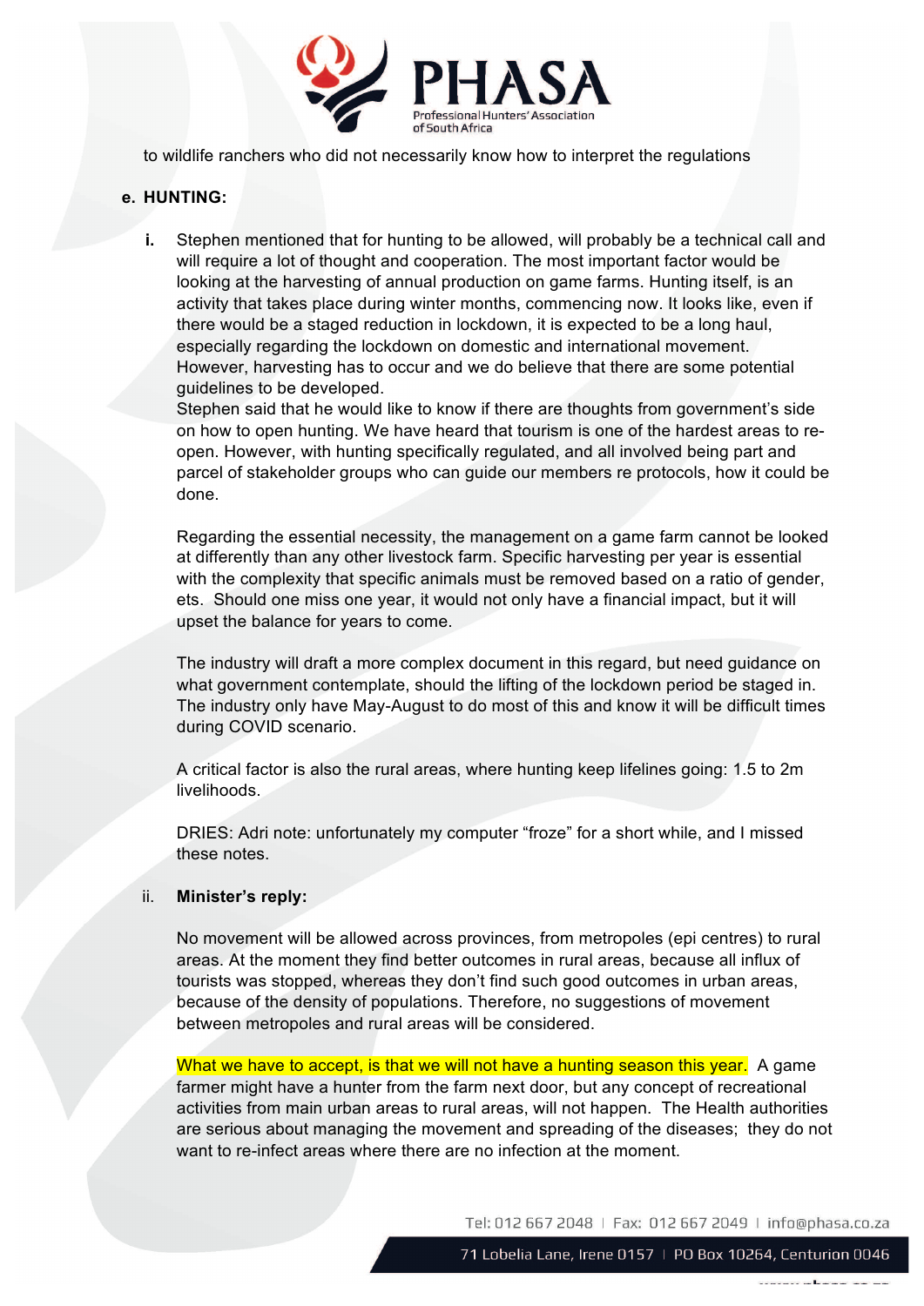to wildlife ranchers who did not necessarily know how to interpret the regulations

**e. HUNTING:**

**i.** Stephen mentioned that for hunting to be allowed, will probably be a technical call and will require a lot of thought and cooperation. The most important factor would be looking at the harvesting of annual production on game farms. Hunting itself, is an activity that takes place during winter months, commencing now. It looks like, even if there would be a staged reduction in lockdown, it is expected to be a long haul, especially regarding the lockdown on domestic and international movement. However, harvesting has to occur and we do believe that there are some potential guidelines to be developed.
Stephen said that he would like to know if there are thoughts from government's side on how to open hunting. We have heard that tourism is one of the hardest areas to re-open. However, with hunting specifically regulated, and all involved being part and parcel of stakeholder groups who can guide our members re protocols, how it could be done.

Regarding the essential necessity, the management on a game farm cannot be looked at differently than any other livestock farm. Specific harvesting per year is essential with the complexity that specific animals must be removed based on a ratio of gender, ets. Should one miss one year, it would not only have a financial impact, but it will upset the balance for years to come.

The industry will draft a more complex document in this regard, but need guidance on what government contemplate, should the lifting of the lockdown period be staged in. The industry only have May-August to do most of this and know it will be difficult times during COVID scenario.

A critical factor is also the rural areas, where hunting keep lifelines going: 1.5 to 2m livelihoods.

DRIES: Adri note: unfortunately my computer "froze" for a short while, and I missed these notes.

ii. **Minister's reply:**

No movement will be allowed across provinces, from metropoles (epi centres) to rural areas. At the moment they find better outcomes in rural areas, because all influx of tourists was stopped, whereas they don't find such good outcomes in urban areas, because of the density of populations. Therefore, no suggestions of movement between metropoles and rural areas will be considered.

What we have to accept, is that we will not have a hunting season this year. A game farmer might have a hunter from the farm next door, but any concept of recreational activities from main urban areas to rural areas, will not happen. The Health authorities are serious about managing the movement and spreading of the diseases; they do not want to re-infect areas where there are no infection at the moment.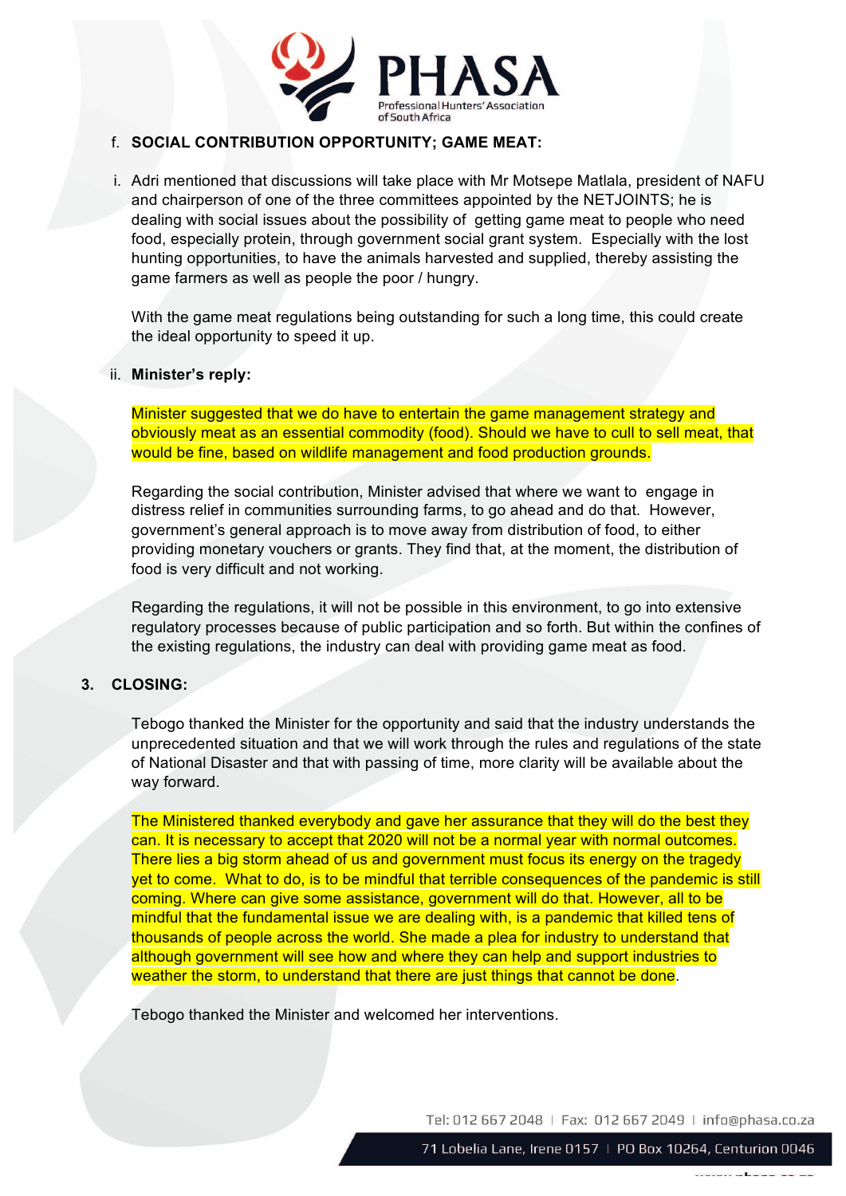f. **SOCIAL CONTRIBUTION OPPORTUNITY; GAME MEAT:**

i. Adri mentioned that discussions will take place with Mr Motsepe Matlala, president of NAFU and chairperson of one of the three committees appointed by the NETJOINTS; he is dealing with social issues about the possibility of getting game meat to people who need food, especially protein, through government social grant system. Especially with the lost hunting opportunities, to have the animals harvested and supplied, thereby assisting the game farmers as well as people the poor / hungry.

With the game meat regulations being outstanding for such a long time, this could create the ideal opportunity to speed it up.

ii. **Minister's reply:**

Minister suggested that we do have to entertain the game management strategy and obviously meat as an essential commodity (food). Should we have to cull to sell meat, that would be fine, based on wildlife management and food production grounds.

Regarding the social contribution, Minister advised that where we want to engage in distress relief in communities surrounding farms, to go ahead and do that. However, government's general approach is to move away from distribution of food, to either providing monetary vouchers or grants. They find that, at the moment, the distribution of food is very difficult and not working.

Regarding the regulations, it will not be possible in this environment, to go into extensive regulatory processes because of public participation and so forth. But within the confines of the existing regulations, the industry can deal with providing game meat as food.

## 3. CLOSING:

Tebogo thanked the Minister for the opportunity and said that the industry understands the unprecedented situation and that we will work through the rules and regulations of the state of National Disaster and that with passing of time, more clarity will be available about the way forward.

The Ministered thanked everybody and gave her assurance that they will do the best they can. It is necessary to accept that 2020 will not be a normal year with normal outcomes. There lies a big storm ahead of us and government must focus its energy on the tragedy yet to come. What to do, is to be mindful that terrible consequences of the pandemic is still coming. Where can give some assistance, government will do that. However, all to be mindful that the fundamental issue we are dealing with, is a pandemic that killed tens of thousands of people across the world. She made a plea for industry to understand that although government will see how and where they can help and support industries to weather the storm, to understand that there are just things that cannot be done.

Tebogo thanked the Minister and welcomed her interventions.